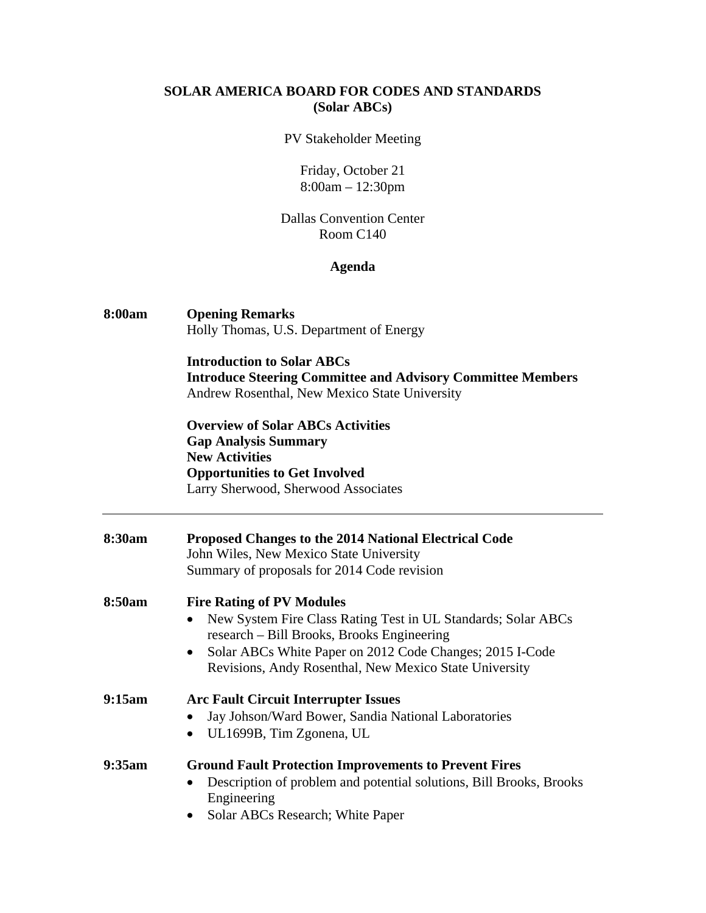**SOLAR AMERICA BOARD FOR CODES AND STANDARDS**
**(Solar ABCs)**

PV Stakeholder Meeting

Friday, October 21
8:00am – 12:30pm

Dallas Convention Center
Room C140

**Agenda**

**8:00am** **Opening Remarks**
Holly Thomas, U.S. Department of Energy

**Introduction to Solar ABCs**
**Introduce Steering Committee and Advisory Committee Members**
Andrew Rosenthal, New Mexico State University

**Overview of Solar ABCs Activities**
**Gap Analysis Summary**
**New Activities**
**Opportunities to Get Involved**
Larry Sherwood, Sherwood Associates

---

**8:30am** **Proposed Changes to the 2014 National Electrical Code**
John Wiles, New Mexico State University
Summary of proposals for 2014 Code revision

**8:50am** **Fire Rating of PV Modules**

- New System Fire Class Rating Test in UL Standards; Solar ABCs research – Bill Brooks, Brooks Engineering
- Solar ABCs White Paper on 2012 Code Changes; 2015 I-Code Revisions, Andy Rosenthal, New Mexico State University

**9:15am** **Arc Fault Circuit Interrupter Issues**

- Jay Johson/Ward Bower, Sandia National Laboratories
- UL1699B, Tim Zgonena, UL

**9:35am** **Ground Fault Protection Improvements to Prevent Fires**

- Description of problem and potential solutions, Bill Brooks, Brooks Engineering
- Solar ABCs Research; White Paper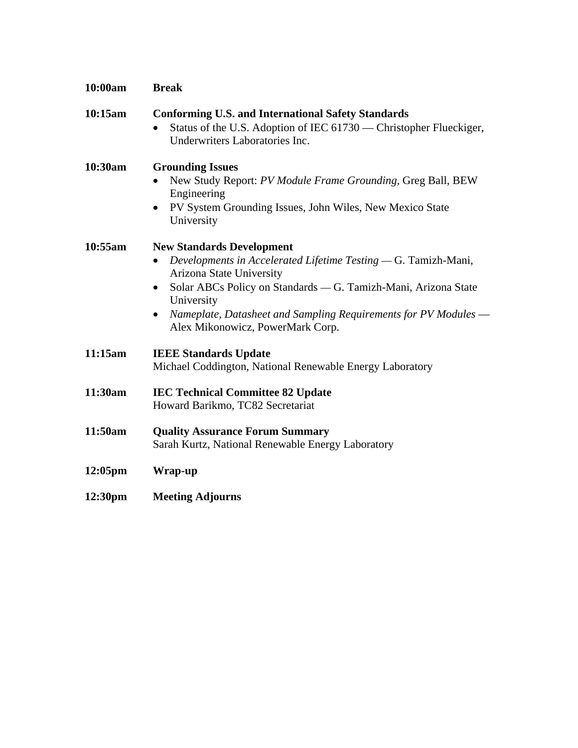**10:00am** **Break**

**10:15am** **Conforming U.S. and International Safety Standards**

- Status of the U.S. Adoption of IEC 61730 — Christopher Flueckiger, Underwriters Laboratories Inc.

**10:30am** **Grounding Issues**

- New Study Report: *PV Module Frame Grounding,* Greg Ball, BEW Engineering
- PV System Grounding Issues, John Wiles, New Mexico State University

**10:55am** **New Standards Development**

- *Developments in Accelerated Lifetime Testing* — G. Tamizh-Mani, Arizona State University
- Solar ABCs Policy on Standards — G. Tamizh-Mani, Arizona State University
- *Nameplate, Datasheet and Sampling Requirements for PV Modules* — Alex Mikonowicz, PowerMark Corp.

**11:15am** **IEEE Standards Update**
Michael Coddington, National Renewable Energy Laboratory

**11:30am** **IEC Technical Committee 82 Update**
Howard Barikmo, TC82 Secretariat

**11:50am** **Quality Assurance Forum Summary**
Sarah Kurtz, National Renewable Energy Laboratory

**12:05pm** **Wrap-up**

**12:30pm** **Meeting Adjourns**